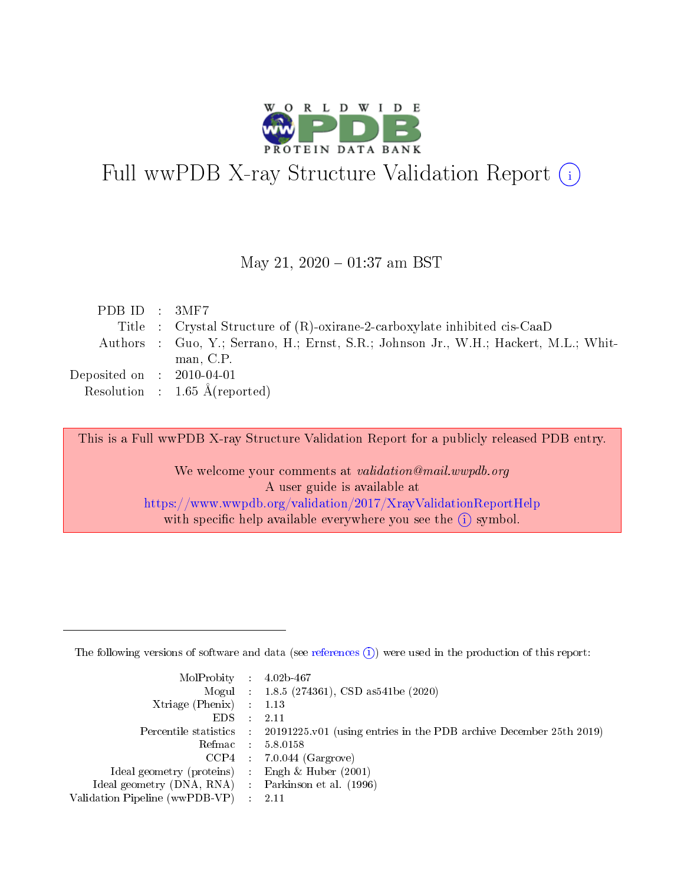# Full wwPDB X-ray Structure Validation Report (i)

May 21, 2020 – 01:37 am BST

| | | |
|---|---|---|
| PDB ID | : | 3MF7 |
| Title | : | Crystal Structure of (R)-oxirane-2-carboxylate inhibited cis-CaaD |
| Authors | : | Guo, Y.; Serrano, H.; Ernst, S.R.; Johnson Jr., W.H.; Hackert, M.L.; Whitman, C.P. |
| Deposited on | : | 2010-04-01 |
| Resolution | : | 1.65 Å(reported) |

This is a Full wwPDB X-ray Structure Validation Report for a publicly released PDB entry.

We welcome your comments at *validation@mail.wwpdb.org*
A user guide is available at
https://www.wwpdb.org/validation/2017/XrayValidationReportHelp
with specific help available everywhere you see the (i) symbol.

---

The following versions of software and data (see references (i)) were used in the production of this report:

| | | |
|---|---|---|
| MolProbity | : | 4.02b-467 |
| Mogul | : | 1.8.5 (274361), CSD as541be (2020) |
| Xtriage (Phenix) | : | 1.13 |
| EDS | : | 2.11 |
| Percentile statistics | : | 20191225.v01 (using entries in the PDB archive December 25th 2019) |
| Refmac | : | 5.8.0158 |
| CCP4 | : | 7.0.044 (Gargrove) |
| Ideal geometry (proteins) | : | Engh & Huber (2001) |
| Ideal geometry (DNA, RNA) | : | Parkinson et al. (1996) |
| Validation Pipeline (wwPDB-VP) | : | 2.11 |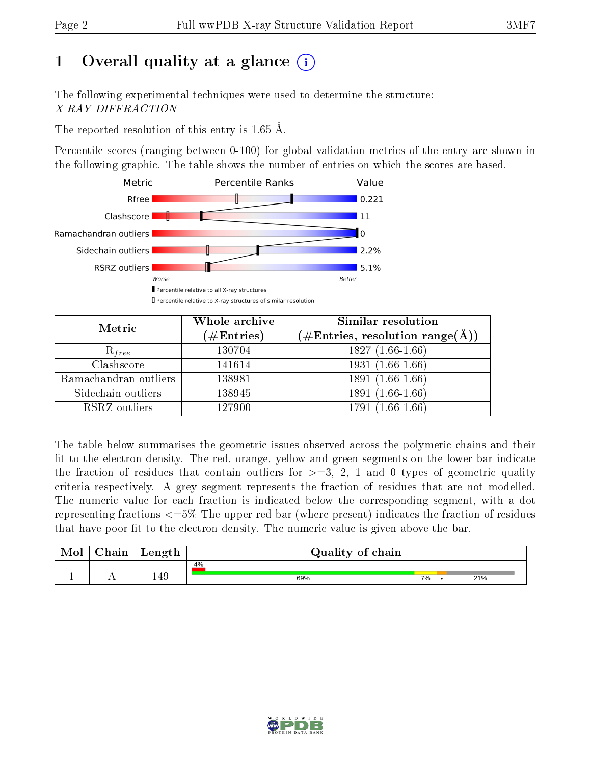# 1 Overall quality at a glance (i)

The following experimental techniques were used to determine the structure:
*X-RAY DIFFRACTION*

The reported resolution of this entry is 1.65 Å.

Percentile scores (ranging between 0-100) for global validation metrics of the entry are shown in the following graphic. The table shows the number of entries on which the scores are based.

| Metric | Value |
|---|---|
| Rfree | 0.221 |
| Clashscore | 11 |
| Ramachandran outliers | 0 |
| Sidechain outliers | 2.2% |
| RSRZ outliers | 5.1% |

Worse — Better

▮ Percentile relative to all X-ray structures
▯ Percentile relative to X-ray structures of similar resolution

| Metric | Whole archive (#Entries) | Similar resolution (#Entries, resolution range(Å)) |
|---|---|---|
| $R_{free}$ | 130704 | 1827 (1.66-1.66) |
| Clashscore | 141614 | 1931 (1.66-1.66) |
| Ramachandran outliers | 138981 | 1891 (1.66-1.66) |
| Sidechain outliers | 138945 | 1891 (1.66-1.66) |
| RSRZ outliers | 127900 | 1791 (1.66-1.66) |

The table below summarises the geometric issues observed across the polymeric chains and their fit to the electron density. The red, orange, yellow and green segments on the lower bar indicate the fraction of residues that contain outliers for >=3, 2, 1 and 0 types of geometric quality criteria respectively. A grey segment represents the fraction of residues that are not modelled. The numeric value for each fraction is indicated below the corresponding segment, with a dot representing fractions <=5% The upper red bar (where present) indicates the fraction of residues that have poor fit to the electron density. The numeric value is given above the bar.

| Mol | Chain | Length | Quality of chain |
|---|---|---|---|
| 1 | A | 149 | 4% (poor fit); 69% green, 7% yellow, • orange, 21% grey |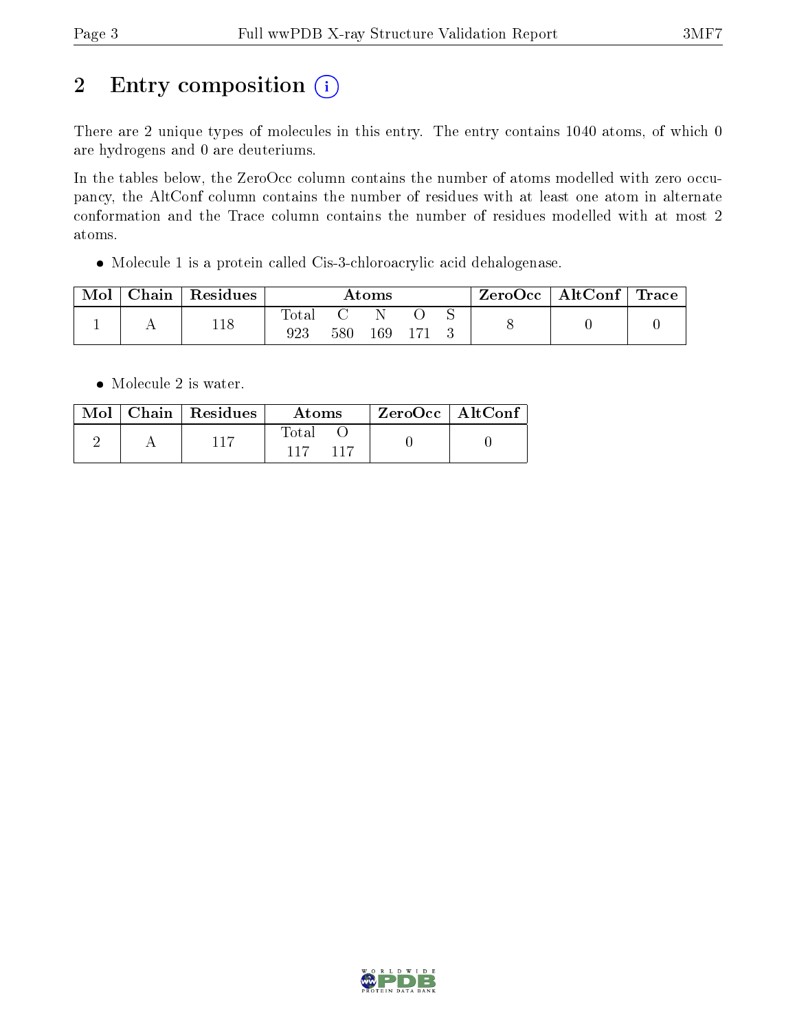# 2 Entry composition

There are 2 unique types of molecules in this entry. The entry contains 1040 atoms, of which 0 are hydrogens and 0 are deuteriums.

In the tables below, the ZeroOcc column contains the number of atoms modelled with zero occupancy, the AltConf column contains the number of residues with at least one atom in alternate conformation and the Trace column contains the number of residues modelled with at most 2 atoms.

- Molecule 1 is a protein called Cis-3-chloroacrylic acid dehalogenase.

| Mol | Chain | Residues | Atoms | | | | | ZeroOcc | AltConf | Trace |
|---|---|---|---|---|---|---|---|---|---|---|
| | | | Total | C | N | O | S | | | |
| 1 | A | 118 | 923 | 580 | 169 | 171 | 3 | 8 | 0 | 0 |

- Molecule 2 is water.

| Mol | Chain | Residues | Atoms | | ZeroOcc | AltConf |
|---|---|---|---|---|---|---|
| | | | Total | O | | |
| 2 | A | 117 | 117 | 117 | 0 | 0 |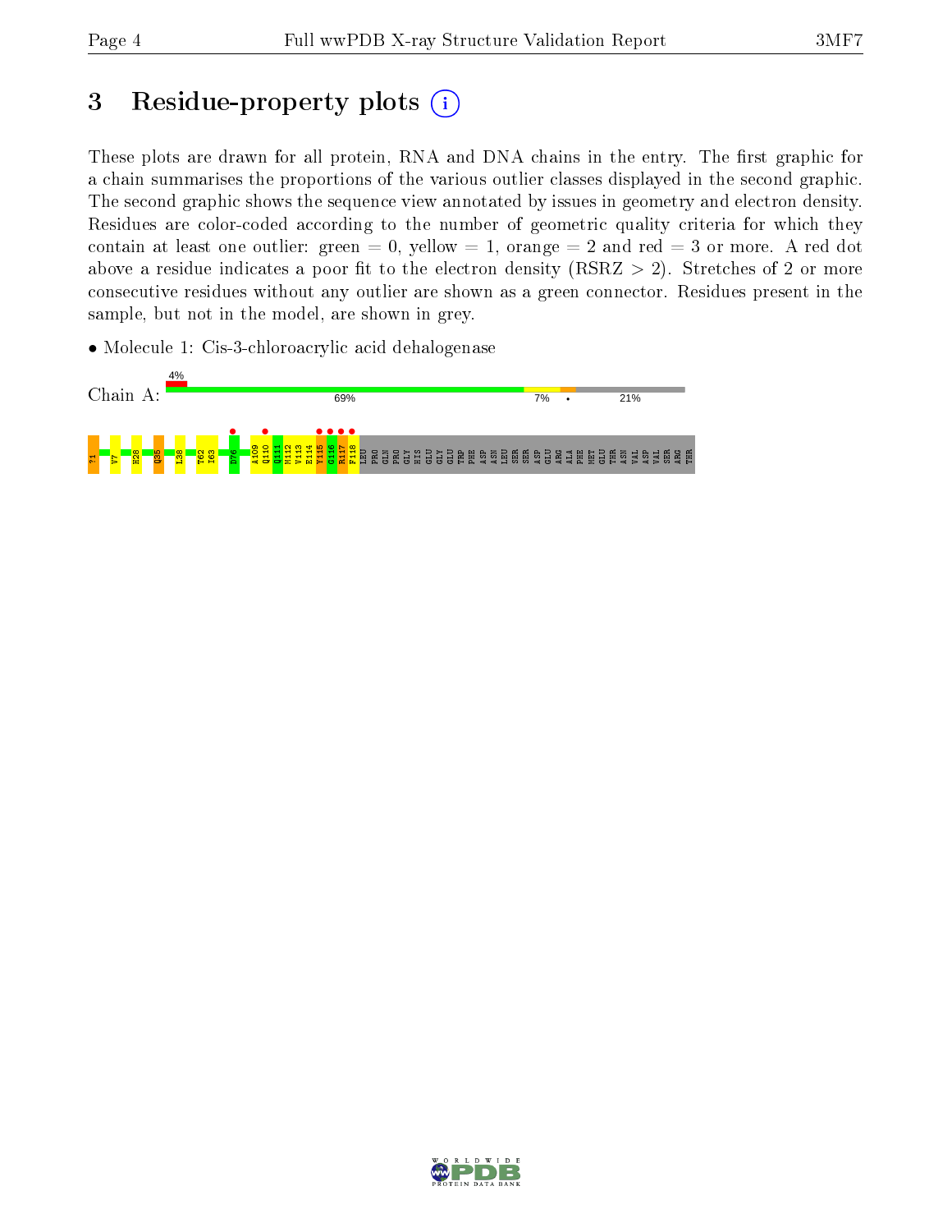# 3 Residue-property plots (i)

These plots are drawn for all protein, RNA and DNA chains in the entry. The first graphic for a chain summarises the proportions of the various outlier classes displayed in the second graphic. The second graphic shows the sequence view annotated by issues in geometry and electron density. Residues are color-coded according to the number of geometric quality criteria for which they contain at least one outlier: green = 0, yellow = 1, orange = 2 and red = 3 or more. A red dot above a residue indicates a poor fit to the electron density (RSRZ > 2). Stretches of 2 or more consecutive residues without any outlier are shown as a green connector. Residues present in the sample, but not in the model, are shown in grey.

- Molecule 1: Cis-3-chloroacrylic acid dehalogenase

Chain A: 4% | 69% | 7% | • | 21%

?1 V7 H28 Q35 L38 T62 I63 D76 A109 Q110 Q111 M112 V113 E114 Y115 G116 R117 F118 LEU PRO GLN PRO GLY HIS GLU GLY GLU TRP PHE ASP ASN LEU SER SER ASP GLU ARG ALA PHE MET GLU THR ASN VAL ASP VAL SER ARG THR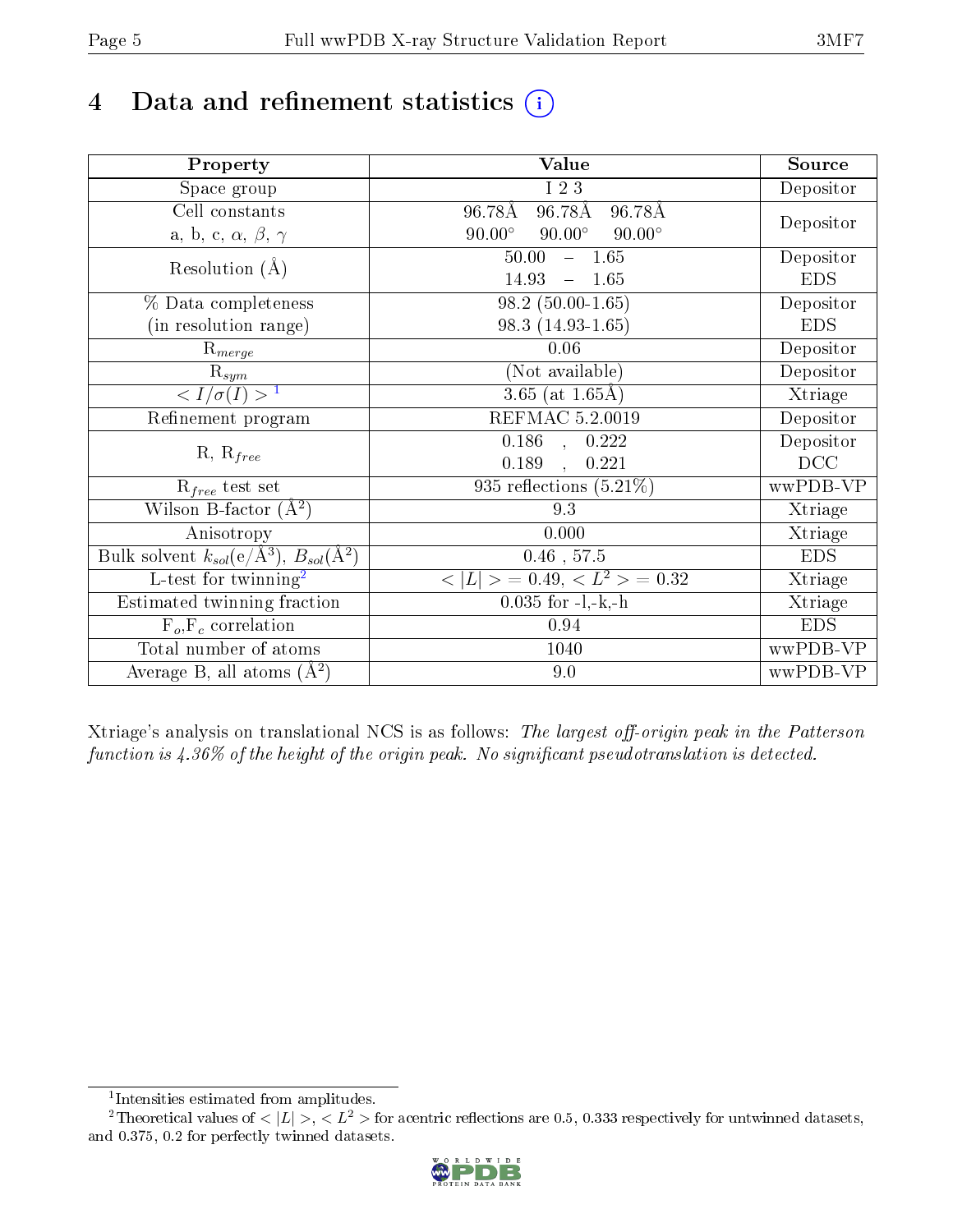# 4 Data and refinement statistics

| Property | Value | Source |
|---|---|---|
| Space group | I 2 3 | Depositor |
| Cell constants<br>a, b, c, $\alpha$, $\beta$, $\gamma$ | 96.78Å 96.78Å 96.78Å<br>90.00° 90.00° 90.00° | Depositor |
| Resolution (Å) | 50.00 – 1.65<br>14.93 – 1.65 | Depositor<br>EDS |
| % Data completeness<br>(in resolution range) | 98.2 (50.00-1.65)<br>98.3 (14.93-1.65) | Depositor<br>EDS |
| $R_{merge}$ | 0.06 | Depositor |
| $R_{sym}$ | (Not available) | Depositor |
| $< I/\sigma(I) >$ [1] | 3.65 (at 1.65Å) | Xtriage |
| Refinement program | REFMAC 5.2.0019 | Depositor |
| R, $R_{free}$ | 0.186 , 0.222<br>0.189 , 0.221 | Depositor<br>DCC |
| $R_{free}$ test set | 935 reflections (5.21%) | wwPDB-VP |
| Wilson B-factor (Å$^2$) | 9.3 | Xtriage |
| Anisotropy | 0.000 | Xtriage |
| Bulk solvent $k_{sol}$(e/Å$^3$), $B_{sol}$(Å$^2$) | 0.46 , 57.5 | EDS |
| L-test for twinning[2] | $< \|L\| > = 0.49$, $< L^2 > = 0.32$ | Xtriage |
| Estimated twinning fraction | 0.035 for -l,-k,-h | Xtriage |
| $F_o$,$F_c$ correlation | 0.94 | EDS |
| Total number of atoms | 1040 | wwPDB-VP |
| Average B, all atoms (Å$^2$) | 9.0 | wwPDB-VP |

Xtriage's analysis on translational NCS is as follows: *The largest off-origin peak in the Patterson function is 4.36% of the height of the origin peak. No significant pseudotranslation is detected.*

[1] Intensities estimated from amplitudes.

[2] Theoretical values of $< |L| >$, $< L^2 >$ for acentric reflections are 0.5, 0.333 respectively for untwinned datasets, and 0.375, 0.2 for perfectly twinned datasets.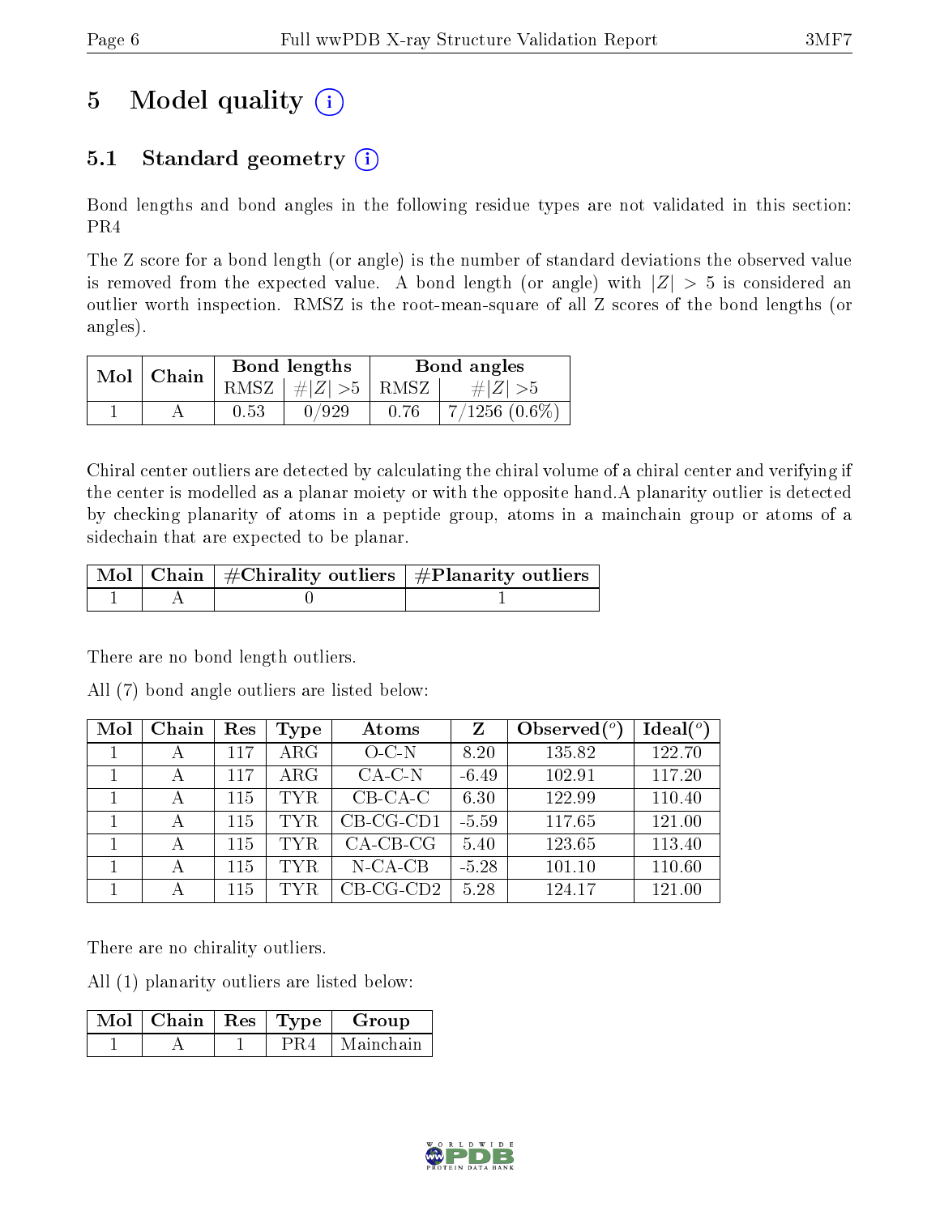# 5 Model quality

## 5.1 Standard geometry

Bond lengths and bond angles in the following residue types are not validated in this section: PR4

The Z score for a bond length (or angle) is the number of standard deviations the observed value is removed from the expected value. A bond length (or angle) with $|Z| > 5$ is considered an outlier worth inspection. RMSZ is the root-mean-square of all Z scores of the bond lengths (or angles).

| Mol | Chain | Bond lengths | | Bond angles | |
|---|---|---|---|---|---|
| | | RMSZ | #$\|Z\|$ >5 | RMSZ | #$\|Z\|$ >5 |
| 1 | A | 0.53 | 0/929 | 0.76 | 7/1256 (0.6%) |

Chiral center outliers are detected by calculating the chiral volume of a chiral center and verifying if the center is modelled as a planar moiety or with the opposite hand.A planarity outlier is detected by checking planarity of atoms in a peptide group, atoms in a mainchain group or atoms of a sidechain that are expected to be planar.

| Mol | Chain | #Chirality outliers | #Planarity outliers |
|---|---|---|---|
| 1 | A | 0 | 1 |

There are no bond length outliers.

All (7) bond angle outliers are listed below:

| Mol | Chain | Res | Type | Atoms | Z | Observed(°) | Ideal(°) |
|---|---|---|---|---|---|---|---|
| 1 | A | 117 | ARG | O-C-N | 8.20 | 135.82 | 122.70 |
| 1 | A | 117 | ARG | CA-C-N | -6.49 | 102.91 | 117.20 |
| 1 | A | 115 | TYR | CB-CA-C | 6.30 | 122.99 | 110.40 |
| 1 | A | 115 | TYR | CB-CG-CD1 | -5.59 | 117.65 | 121.00 |
| 1 | A | 115 | TYR | CA-CB-CG | 5.40 | 123.65 | 113.40 |
| 1 | A | 115 | TYR | N-CA-CB | -5.28 | 101.10 | 110.60 |
| 1 | A | 115 | TYR | CB-CG-CD2 | 5.28 | 124.17 | 121.00 |

There are no chirality outliers.

All (1) planarity outliers are listed below:

| Mol | Chain | Res | Type | Group |
|---|---|---|---|---|
| 1 | A | 1 | PR4 | Mainchain |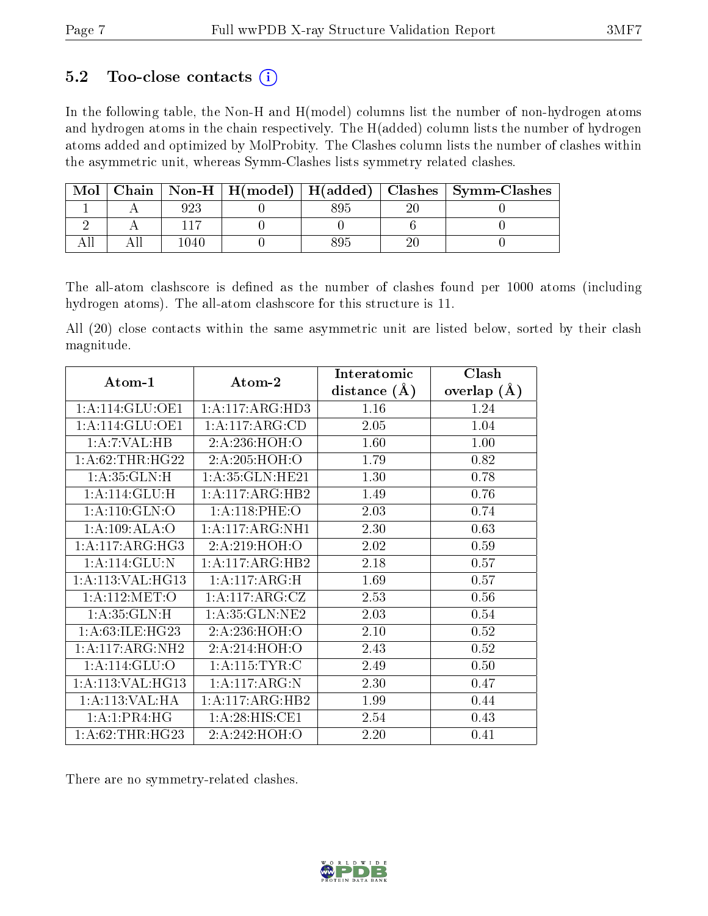### 5.2 Too-close contacts (i)

In the following table, the Non-H and H(model) columns list the number of non-hydrogen atoms and hydrogen atoms in the chain respectively. The H(added) column lists the number of hydrogen atoms added and optimized by MolProbity. The Clashes column lists the number of clashes within the asymmetric unit, whereas Symm-Clashes lists symmetry related clashes.

| Mol | Chain | Non-H | H(model) | H(added) | Clashes | Symm-Clashes |
|---|---|---|---|---|---|---|
| 1 | A | 923 | 0 | 895 | 20 | 0 |
| 2 | A | 117 | 0 | 0 | 6 | 0 |
| All | All | 1040 | 0 | 895 | 20 | 0 |

The all-atom clashscore is defined as the number of clashes found per 1000 atoms (including hydrogen atoms). The all-atom clashscore for this structure is 11.

All (20) close contacts within the same asymmetric unit are listed below, sorted by their clash magnitude.

| Atom-1 | Atom-2 | Interatomic distance (Å) | Clash overlap (Å) |
|---|---|---|---|
| 1:A:114:GLU:OE1 | 1:A:117:ARG:HD3 | 1.16 | 1.24 |
| 1:A:114:GLU:OE1 | 1:A:117:ARG:CD | 2.05 | 1.04 |
| 1:A:7:VAL:HB | 2:A:236:HOH:O | 1.60 | 1.00 |
| 1:A:62:THR:HG22 | 2:A:205:HOH:O | 1.79 | 0.82 |
| 1:A:35:GLN:H | 1:A:35:GLN:HE21 | 1.30 | 0.78 |
| 1:A:114:GLU:H | 1:A:117:ARG:HB2 | 1.49 | 0.76 |
| 1:A:110:GLN:O | 1:A:118:PHE:O | 2.03 | 0.74 |
| 1:A:109:ALA:O | 1:A:117:ARG:NH1 | 2.30 | 0.63 |
| 1:A:117:ARG:HG3 | 2:A:219:HOH:O | 2.02 | 0.59 |
| 1:A:114:GLU:N | 1:A:117:ARG:HB2 | 2.18 | 0.57 |
| 1:A:113:VAL:HG13 | 1:A:117:ARG:H | 1.69 | 0.57 |
| 1:A:112:MET:O | 1:A:117:ARG:CZ | 2.53 | 0.56 |
| 1:A:35:GLN:H | 1:A:35:GLN:NE2 | 2.03 | 0.54 |
| 1:A:63:ILE:HG23 | 2:A:236:HOH:O | 2.10 | 0.52 |
| 1:A:117:ARG:NH2 | 2:A:214:HOH:O | 2.43 | 0.52 |
| 1:A:114:GLU:O | 1:A:115:TYR:C | 2.49 | 0.50 |
| 1:A:113:VAL:HG13 | 1:A:117:ARG:N | 2.30 | 0.47 |
| 1:A:113:VAL:HA | 1:A:117:ARG:HB2 | 1.99 | 0.44 |
| 1:A:1:PR4:HG | 1:A:28:HIS:CE1 | 2.54 | 0.43 |
| 1:A:62:THR:HG23 | 2:A:242:HOH:O | 2.20 | 0.41 |

There are no symmetry-related clashes.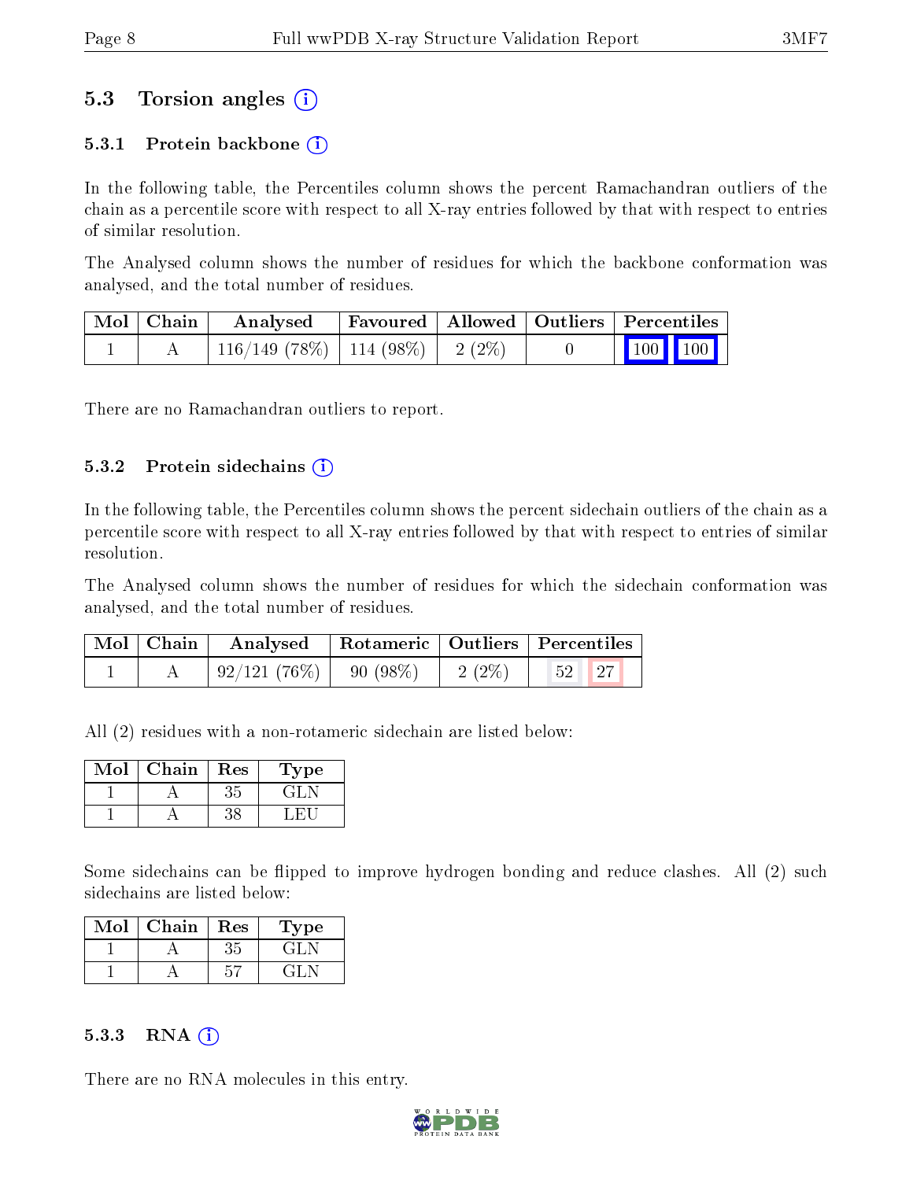## 5.3 Torsion angles (i)

### 5.3.1 Protein backbone (i)

In the following table, the Percentiles column shows the percent Ramachandran outliers of the chain as a percentile score with respect to all X-ray entries followed by that with respect to entries of similar resolution.

The Analysed column shows the number of residues for which the backbone conformation was analysed, and the total number of residues.

| Mol | Chain | Analysed | Favoured | Allowed | Outliers | Percentiles | |
|---|---|---|---|---|---|---|---|
| 1 | A | 116/149 (78%) | 114 (98%) | 2 (2%) | 0 | 100 | 100 |

There are no Ramachandran outliers to report.

### 5.3.2 Protein sidechains (i)

In the following table, the Percentiles column shows the percent sidechain outliers of the chain as a percentile score with respect to all X-ray entries followed by that with respect to entries of similar resolution.

The Analysed column shows the number of residues for which the sidechain conformation was analysed, and the total number of residues.

| Mol | Chain | Analysed | Rotameric | Outliers | Percentiles | |
|---|---|---|---|---|---|---|
| 1 | A | 92/121 (76%) | 90 (98%) | 2 (2%) | 52 | 27 |

All (2) residues with a non-rotameric sidechain are listed below:

| Mol | Chain | Res | Type |
|---|---|---|---|
| 1 | A | 35 | GLN |
| 1 | A | 38 | LEU |

Some sidechains can be flipped to improve hydrogen bonding and reduce clashes. All (2) such sidechains are listed below:

| Mol | Chain | Res | Type |
|---|---|---|---|
| 1 | A | 35 | GLN |
| 1 | A | 57 | GLN |

### 5.3.3 RNA (i)

There are no RNA molecules in this entry.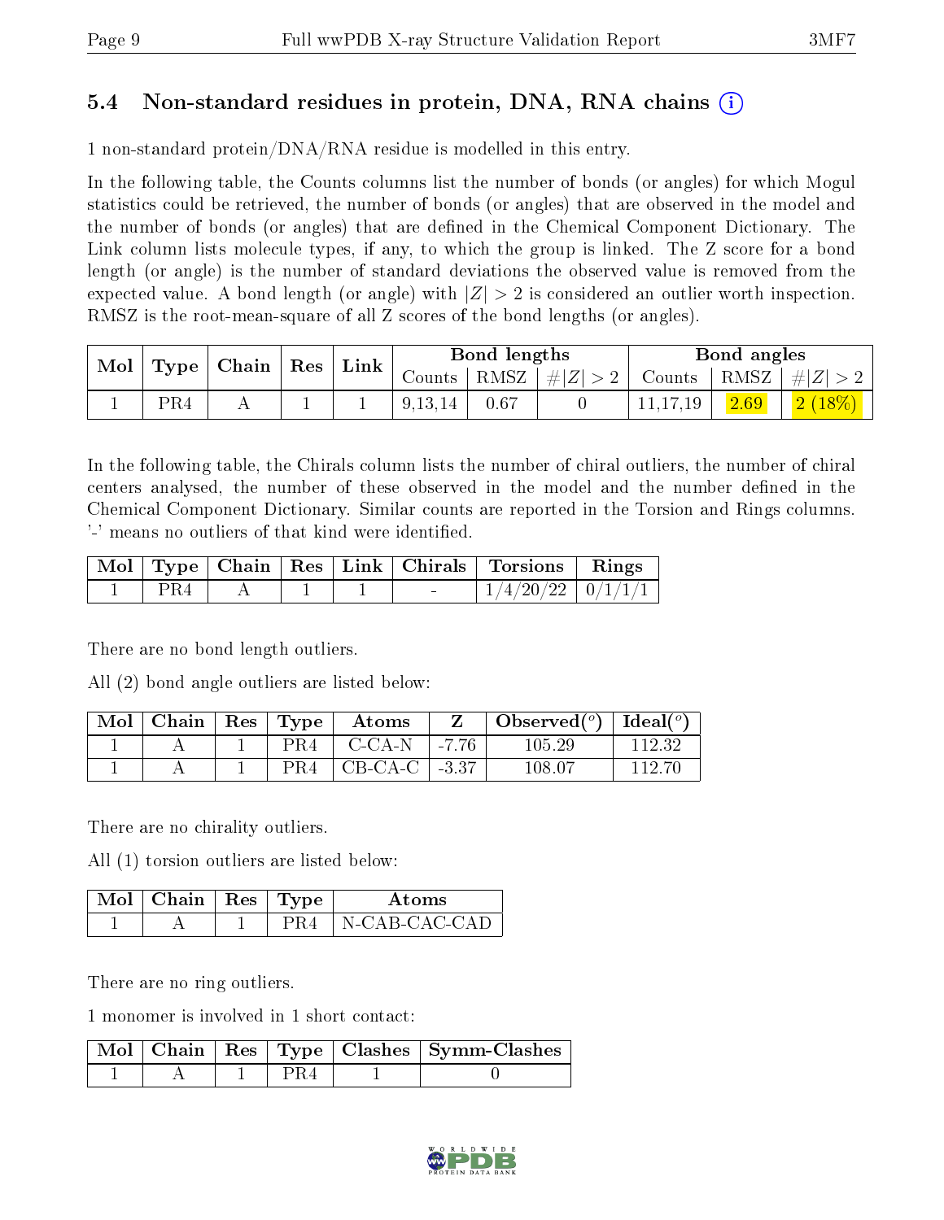## 5.4 Non-standard residues in protein, DNA, RNA chains (i)

1 non-standard protein/DNA/RNA residue is modelled in this entry.

In the following table, the Counts columns list the number of bonds (or angles) for which Mogul statistics could be retrieved, the number of bonds (or angles) that are observed in the model and the number of bonds (or angles) that are defined in the Chemical Component Dictionary. The Link column lists molecule types, if any, to which the group is linked. The Z score for a bond length (or angle) is the number of standard deviations the observed value is removed from the expected value. A bond length (or angle) with $|Z| > 2$ is considered an outlier worth inspection. RMSZ is the root-mean-square of all Z scores of the bond lengths (or angles).

| Mol | Type | Chain | Res | Link | Bond lengths | | | Bond angles | | |
|---|---|---|---|---|---|---|---|---|---|---|
| | | | | | Counts | RMSZ | $\#\|Z\|>2$ | Counts | RMSZ | $\#\|Z\|>2$ |
| 1 | PR4 | A | 1 | 1 | 9,13,14 | 0.67 | 0 | 11,17,19 | 2.69 | 2 (18%) |

In the following table, the Chirals column lists the number of chiral outliers, the number of chiral centers analysed, the number of these observed in the model and the number defined in the Chemical Component Dictionary. Similar counts are reported in the Torsion and Rings columns. '-' means no outliers of that kind were identified.

| Mol | Type | Chain | Res | Link | Chirals | Torsions | Rings |
|---|---|---|---|---|---|---|---|
| 1 | PR4 | A | 1 | 1 | - | 1/4/20/22 | 0/1/1/1 |

There are no bond length outliers.

All (2) bond angle outliers are listed below:

| Mol | Chain | Res | Type | Atoms | Z | Observed(°) | Ideal(°) |
|---|---|---|---|---|---|---|---|
| 1 | A | 1 | PR4 | C-CA-N | -7.76 | 105.29 | 112.32 |
| 1 | A | 1 | PR4 | CB-CA-C | -3.37 | 108.07 | 112.70 |

There are no chirality outliers.

All (1) torsion outliers are listed below:

| Mol | Chain | Res | Type | Atoms |
|---|---|---|---|---|
| 1 | A | 1 | PR4 | N-CAB-CAC-CAD |

There are no ring outliers.

1 monomer is involved in 1 short contact:

| Mol | Chain | Res | Type | Clashes | Symm-Clashes |
|---|---|---|---|---|---|
| 1 | A | 1 | PR4 | 1 | 0 |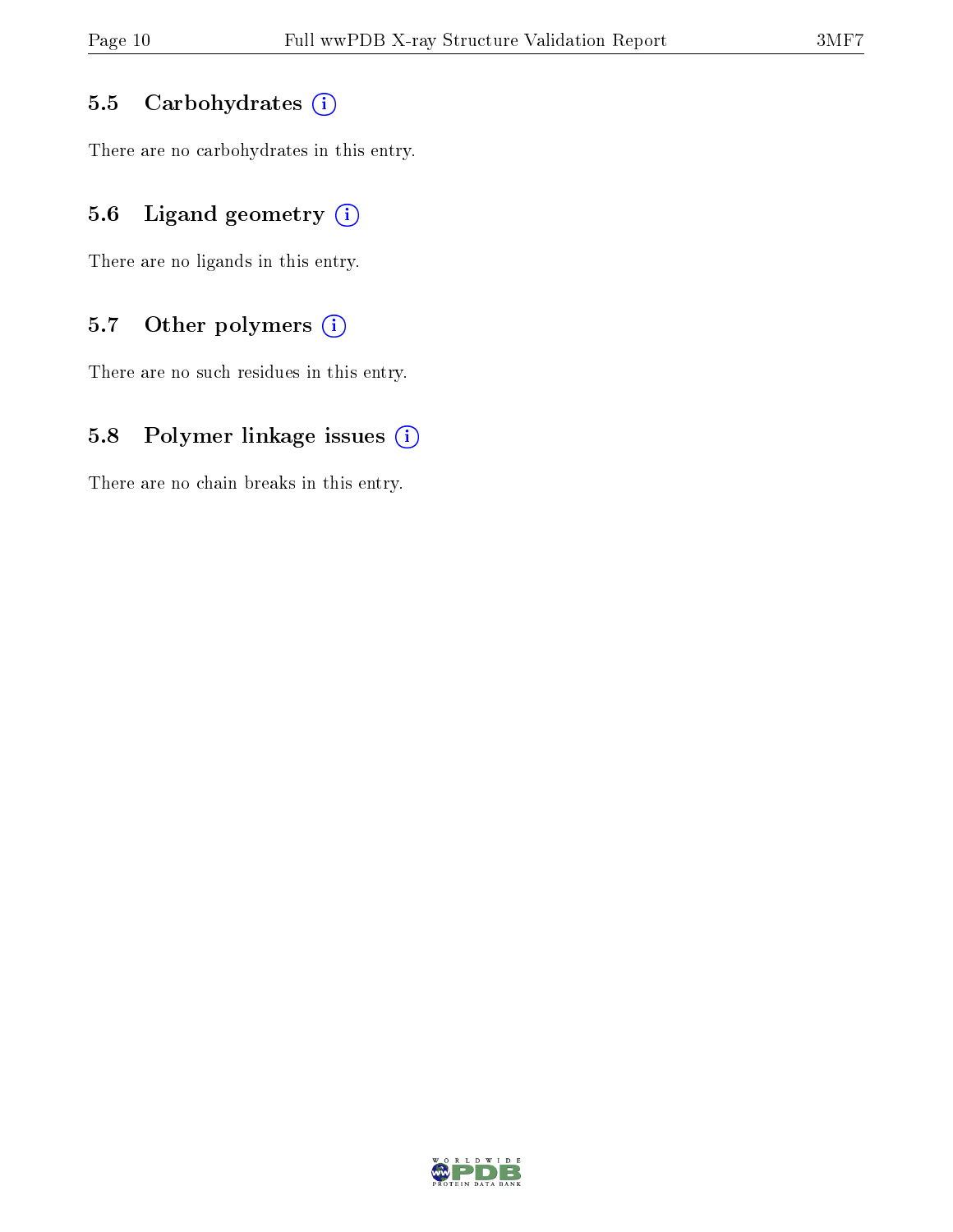## 5.5 Carbohydrates

There are no carbohydrates in this entry.

## 5.6 Ligand geometry

There are no ligands in this entry.

## 5.7 Other polymers

There are no such residues in this entry.

## 5.8 Polymer linkage issues

There are no chain breaks in this entry.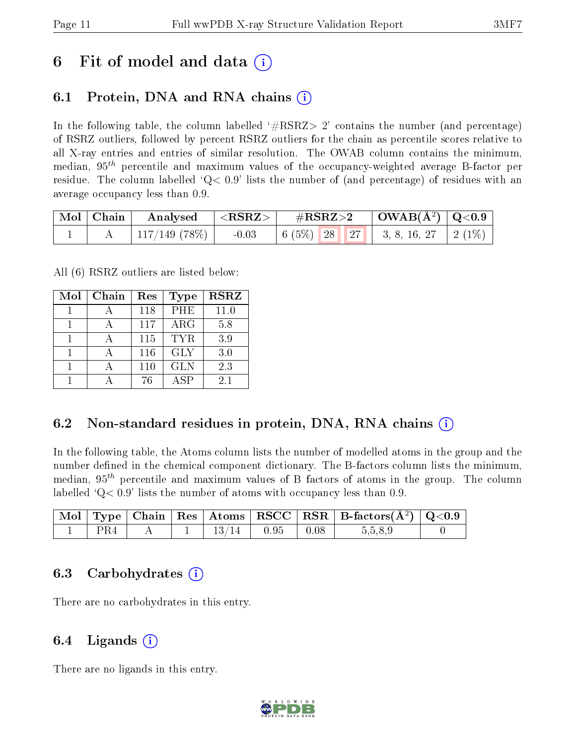# 6 Fit of model and data

## 6.1 Protein, DNA and RNA chains

In the following table, the column labelled '#RSRZ> 2' contains the number (and percentage) of RSRZ outliers, followed by percent RSRZ outliers for the chain as percentile scores relative to all X-ray entries and entries of similar resolution. The OWAB column contains the minimum, median, $95^{th}$ percentile and maximum values of the occupancy-weighted average B-factor per residue. The column labelled 'Q< 0.9' lists the number of (and percentage) of residues with an average occupancy less than 0.9.

| Mol | Chain | Analysed | <RSRZ> | #RSRZ>2 | | | OWAB(Å²) | Q<0.9 |
|---|---|---|---|---|---|---|---|---|
| 1 | A | 117/149 (78%) | -0.03 | 6 (5%) | 28 | 27 | 3, 8, 16, 27 | 2 (1%) |

All (6) RSRZ outliers are listed below:

| Mol | Chain | Res | Type | RSRZ |
|---|---|---|---|---|
| 1 | A | 118 | PHE | 11.0 |
| 1 | A | 117 | ARG | 5.8 |
| 1 | A | 115 | TYR | 3.9 |
| 1 | A | 116 | GLY | 3.0 |
| 1 | A | 110 | GLN | 2.3 |
| 1 | A | 76 | ASP | 2.1 |

## 6.2 Non-standard residues in protein, DNA, RNA chains

In the following table, the Atoms column lists the number of modelled atoms in the group and the number defined in the chemical component dictionary. The B-factors column lists the minimum, median, $95^{th}$ percentile and maximum values of B factors of atoms in the group. The column labelled 'Q< 0.9' lists the number of atoms with occupancy less than 0.9.

| Mol | Type | Chain | Res | Atoms | RSCC | RSR | B-factors(Å²) | Q<0.9 |
|---|---|---|---|---|---|---|---|---|
| 1 | PR4 | A | 1 | 13/14 | 0.95 | 0.08 | 5,5,8,9 | 0 |

## 6.3 Carbohydrates

There are no carbohydrates in this entry.

## 6.4 Ligands

There are no ligands in this entry.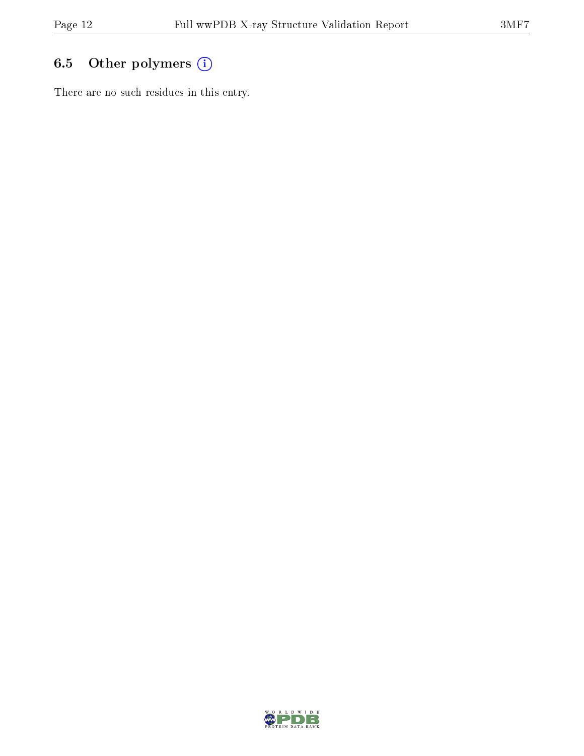### 6.5 Other polymers (i)

There are no such residues in this entry.